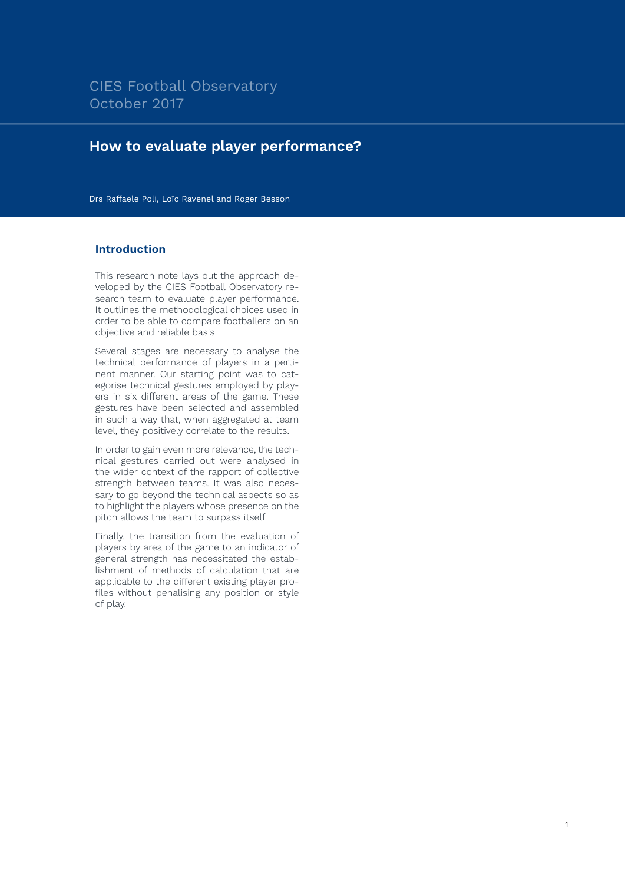CIES Football Observatory
October 2017

# How to evaluate player performance?

Drs Raffaele Poli, Loïc Ravenel and Roger Besson

## Introduction

This research note lays out the approach developed by the CIES Football Observatory research team to evaluate player performance. It outlines the methodological choices used in order to be able to compare footballers on an objective and reliable basis.

Several stages are necessary to analyse the technical performance of players in a pertinent manner. Our starting point was to categorise technical gestures employed by players in six different areas of the game. These gestures have been selected and assembled in such a way that, when aggregated at team level, they positively correlate to the results.

In order to gain even more relevance, the technical gestures carried out were analysed in the wider context of the rapport of collective strength between teams. It was also necessary to go beyond the technical aspects so as to highlight the players whose presence on the pitch allows the team to surpass itself.

Finally, the transition from the evaluation of players by area of the game to an indicator of general strength has necessitated the establishment of methods of calculation that are applicable to the different existing player profiles without penalising any position or style of play.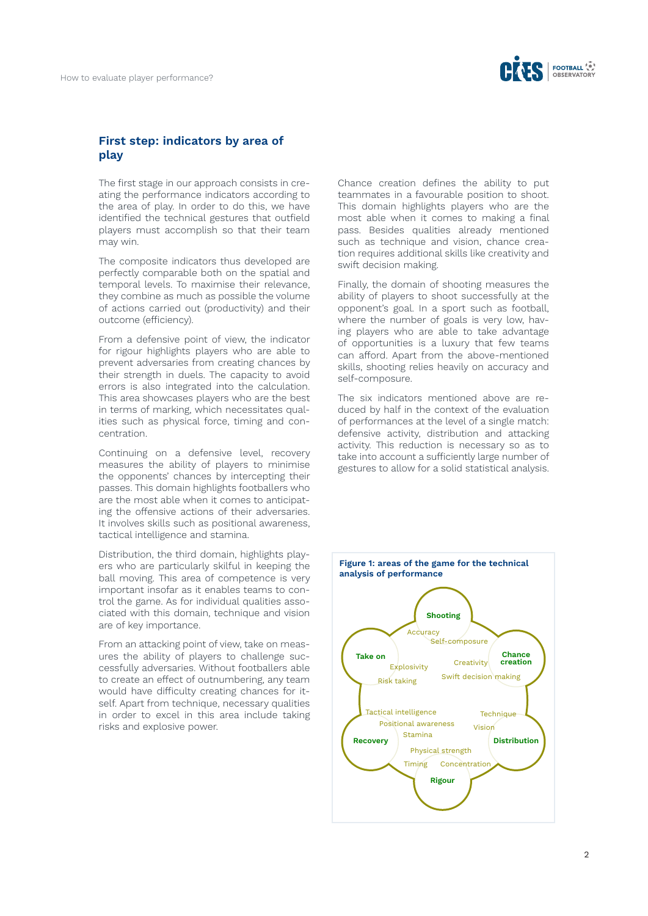## First step: indicators by area of play

The first stage in our approach consists in creating the performance indicators according to the area of play. In order to do this, we have identified the technical gestures that outfield players must accomplish so that their team may win.

The composite indicators thus developed are perfectly comparable both on the spatial and temporal levels. To maximise their relevance, they combine as much as possible the volume of actions carried out (productivity) and their outcome (efficiency).

From a defensive point of view, the indicator for rigour highlights players who are able to prevent adversaries from creating chances by their strength in duels. The capacity to avoid errors is also integrated into the calculation. This area showcases players who are the best in terms of marking, which necessitates qualities such as physical force, timing and concentration.

Continuing on a defensive level, recovery measures the ability of players to minimise the opponents' chances by intercepting their passes. This domain highlights footballers who are the most able when it comes to anticipating the offensive actions of their adversaries. It involves skills such as positional awareness, tactical intelligence and stamina.

Distribution, the third domain, highlights players who are particularly skilful in keeping the ball moving. This area of competence is very important insofar as it enables teams to control the game. As for individual qualities associated with this domain, technique and vision are of key importance.

From an attacking point of view, take on measures the ability of players to challenge successfully adversaries. Without footballers able to create an effect of outnumbering, any team would have difficulty creating chances for itself. Apart from technique, necessary qualities in order to excel in this area include taking risks and explosive power.

Chance creation defines the ability to put teammates in a favourable position to shoot. This domain highlights players who are the most able when it comes to making a final pass. Besides qualities already mentioned such as technique and vision, chance creation requires additional skills like creativity and swift decision making.

Finally, the domain of shooting measures the ability of players to shoot successfully at the opponent's goal. In a sport such as football, where the number of goals is very low, having players who are able to take advantage of opportunities is a luxury that few teams can afford. Apart from the above-mentioned skills, shooting relies heavily on accuracy and self-composure.

The six indicators mentioned above are reduced by half in the context of the evaluation of performances at the level of a single match: defensive activity, distribution and attacking activity. This reduction is necessary so as to take into account a sufficiently large number of gestures to allow for a solid statistical analysis.

**Figure 1: areas of the game for the technical analysis of performance**

Shooting — Accuracy, Self-composure

Chance creation — Creativity, Swift decision making

Distribution — Technique, Vision

Rigour — Physical strength, Timing, Concentration

Recovery — Tactical intelligence, Positional awareness, Stamina

Take on — Explosivity, Risk taking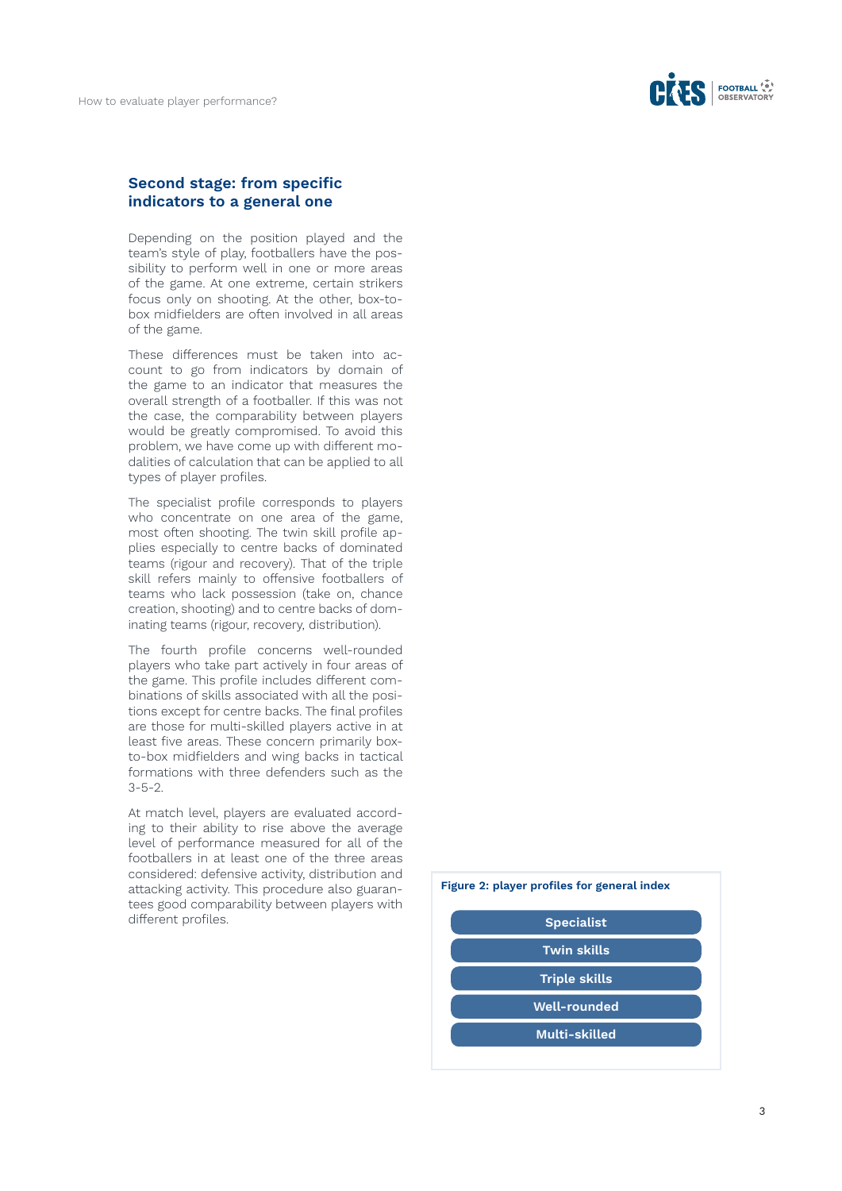## Second stage: from specific indicators to a general one

Depending on the position played and the team's style of play, footballers have the possibility to perform well in one or more areas of the game. At one extreme, certain strikers focus only on shooting. At the other, box-to-box midfielders are often involved in all areas of the game.

These differences must be taken into account to go from indicators by domain of the game to an indicator that measures the overall strength of a footballer. If this was not the case, the comparability between players would be greatly compromised. To avoid this problem, we have come up with different modalities of calculation that can be applied to all types of player profiles.

The specialist profile corresponds to players who concentrate on one area of the game, most often shooting. The twin skill profile applies especially to centre backs of dominated teams (rigour and recovery). That of the triple skill refers mainly to offensive footballers of teams who lack possession (take on, chance creation, shooting) and to centre backs of dominating teams (rigour, recovery, distribution).

The fourth profile concerns well-rounded players who take part actively in four areas of the game. This profile includes different combinations of skills associated with all the positions except for centre backs. The final profiles are those for multi-skilled players active in at least five areas. These concern primarily box-to-box midfielders and wing backs in tactical formations with three defenders such as the 3-5-2.

At match level, players are evaluated according to their ability to rise above the average level of performance measured for all of the footballers in at least one of the three areas considered: defensive activity, distribution and attacking activity. This procedure also guarantees good comparability between players with different profiles.

**Figure 2: player profiles for general index**

- Specialist
- Twin skills
- Triple skills
- Well-rounded
- Multi-skilled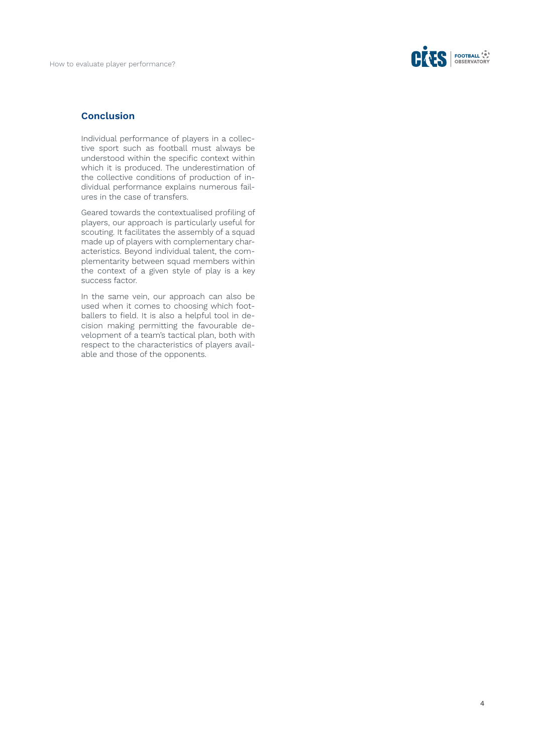## Conclusion

Individual performance of players in a collective sport such as football must always be understood within the specific context within which it is produced. The underestimation of the collective conditions of production of individual performance explains numerous failures in the case of transfers.

Geared towards the contextualised profiling of players, our approach is particularly useful for scouting. It facilitates the assembly of a squad made up of players with complementary characteristics. Beyond individual talent, the complementarity between squad members within the context of a given style of play is a key success factor.

In the same vein, our approach can also be used when it comes to choosing which footballers to field. It is also a helpful tool in decision making permitting the favourable development of a team's tactical plan, both with respect to the characteristics of players available and those of the opponents.